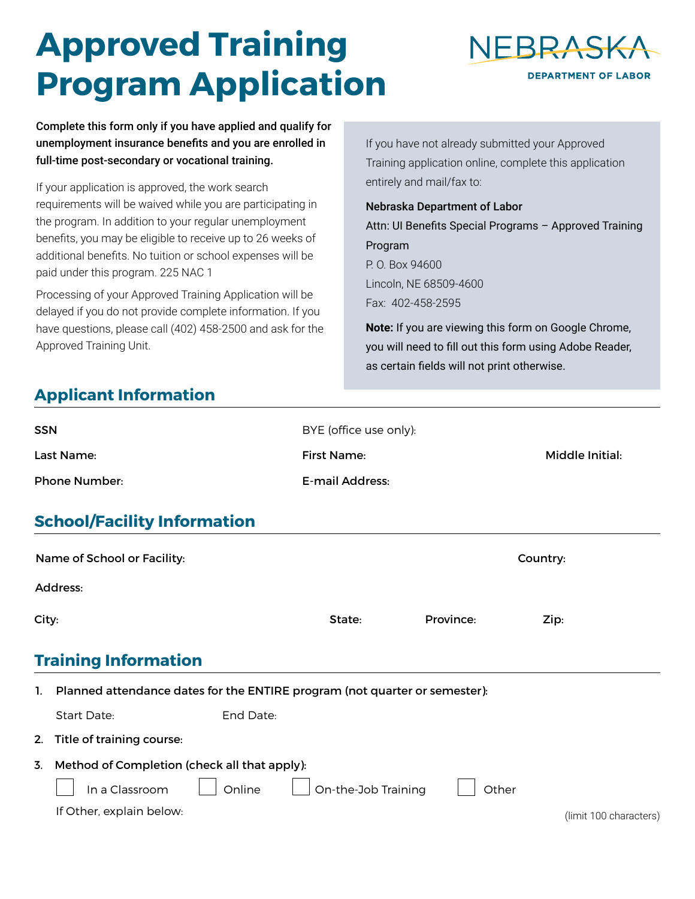# Approved Training Program Application

NEBRASKA DEPARTMENT OF LABOR

**Complete this form only if you have applied and qualify for unemployment insurance benefits and you are enrolled in full-time post-secondary or vocational training.**

If your application is approved, the work search requirements will be waived while you are participating in the program. In addition to your regular unemployment benefits, you may be eligible to receive up to 26 weeks of additional benefits. No tuition or school expenses will be paid under this program. 225 NAC 1

Processing of your Approved Training Application will be delayed if you do not provide complete information. If you have questions, please call (402) 458-2500 and ask for the Approved Training Unit.

If you have not already submitted your Approved Training application online, complete this application entirely and mail/fax to:

Nebraska Department of Labor
Attn: UI Benefits Special Programs – Approved Training Program
P. O. Box 94600
Lincoln, NE 68509-4600
Fax: 402-458-2595

**Note:** If you are viewing this form on Google Chrome, you will need to fill out this form using Adobe Reader, as certain fields will not print otherwise.

## Applicant Information

SSN

BYE (office use only):

Last Name:

First Name:

Middle Initial:

Phone Number:

E-mail Address:

## School/Facility Information

Name of School or Facility:

Country:

Address:

City:

State:

Province:

Zip:

## Training Information

1. Planned attendance dates for the ENTIRE program (not quarter or semester):

   Start Date:

   End Date:

2. Title of training course:

3. Method of Completion (check all that apply):

   ☐ In a Classroom ☐ Online ☐ On-the-Job Training ☐ Other

   If Other, explain below: (limit 100 characters)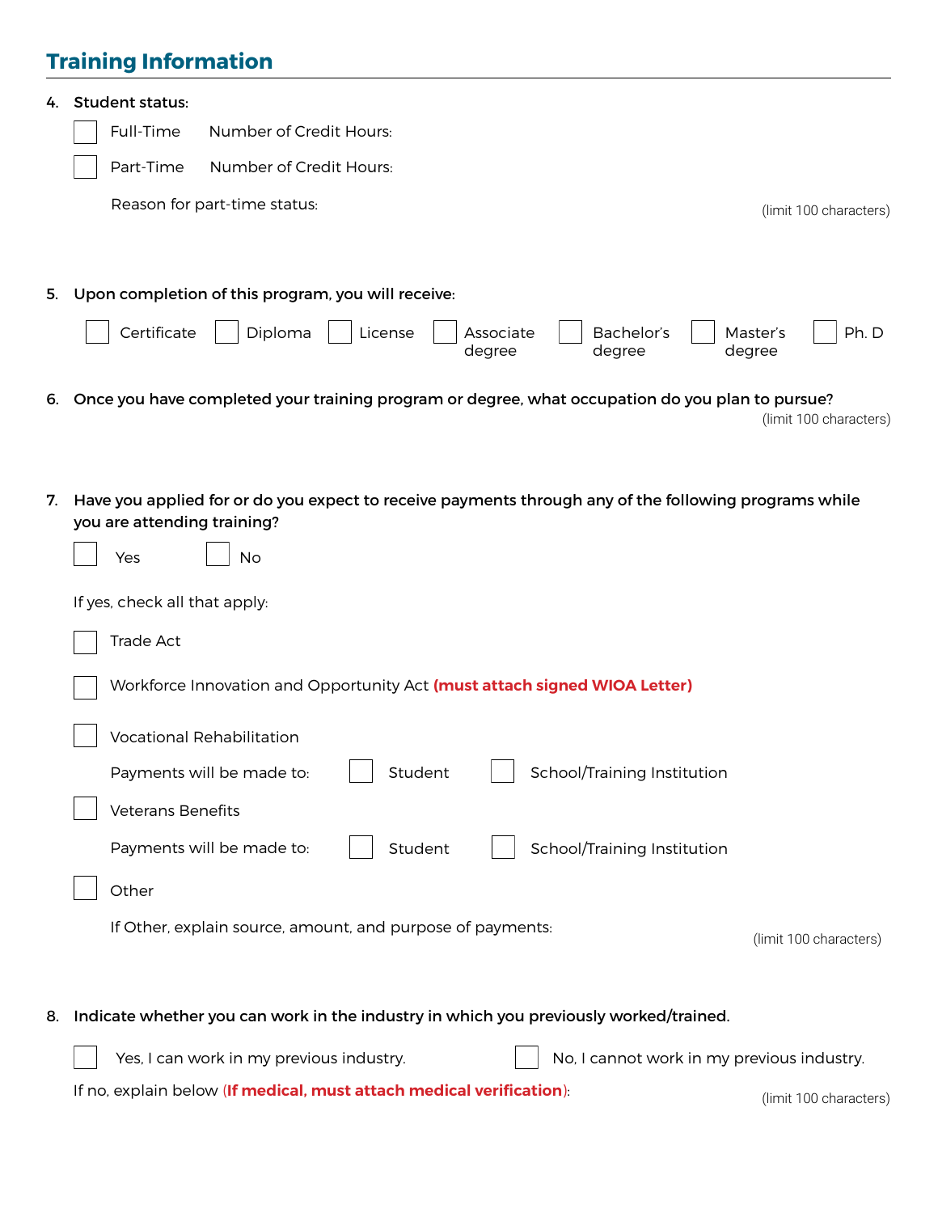## Training Information

4. **Student status:**

   - [ ] Full-Time    Number of Credit Hours:
   - [ ] Part-Time    Number of Credit Hours:

   Reason for part-time status: (limit 100 characters)

5. **Upon completion of this program, you will receive:**

   - [ ] Certificate
   - [ ] Diploma
   - [ ] License
   - [ ] Associate degree
   - [ ] Bachelor's degree
   - [ ] Master's degree
   - [ ] Ph. D

6. **Once you have completed your training program or degree, what occupation do you plan to pursue?** (limit 100 characters)

7. **Have you applied for or do you expect to receive payments through any of the following programs while you are attending training?**

   - [ ] Yes
   - [ ] No

   If yes, check all that apply:

   - [ ] Trade Act
   - [ ] Workforce Innovation and Opportunity Act **(must attach signed WIOA Letter)**
   - [ ] Vocational Rehabilitation

     Payments will be made to: [ ] Student [ ] School/Training Institution

   - [ ] Veterans Benefits

     Payments will be made to: [ ] Student [ ] School/Training Institution

   - [ ] Other

     If Other, explain source, amount, and purpose of payments: (limit 100 characters)

8. **Indicate whether you can work in the industry in which you previously worked/trained.**

   - [ ] Yes, I can work in my previous industry.
   - [ ] No, I cannot work in my previous industry.

   If no, explain below (**If medical, must attach medical verification**): (limit 100 characters)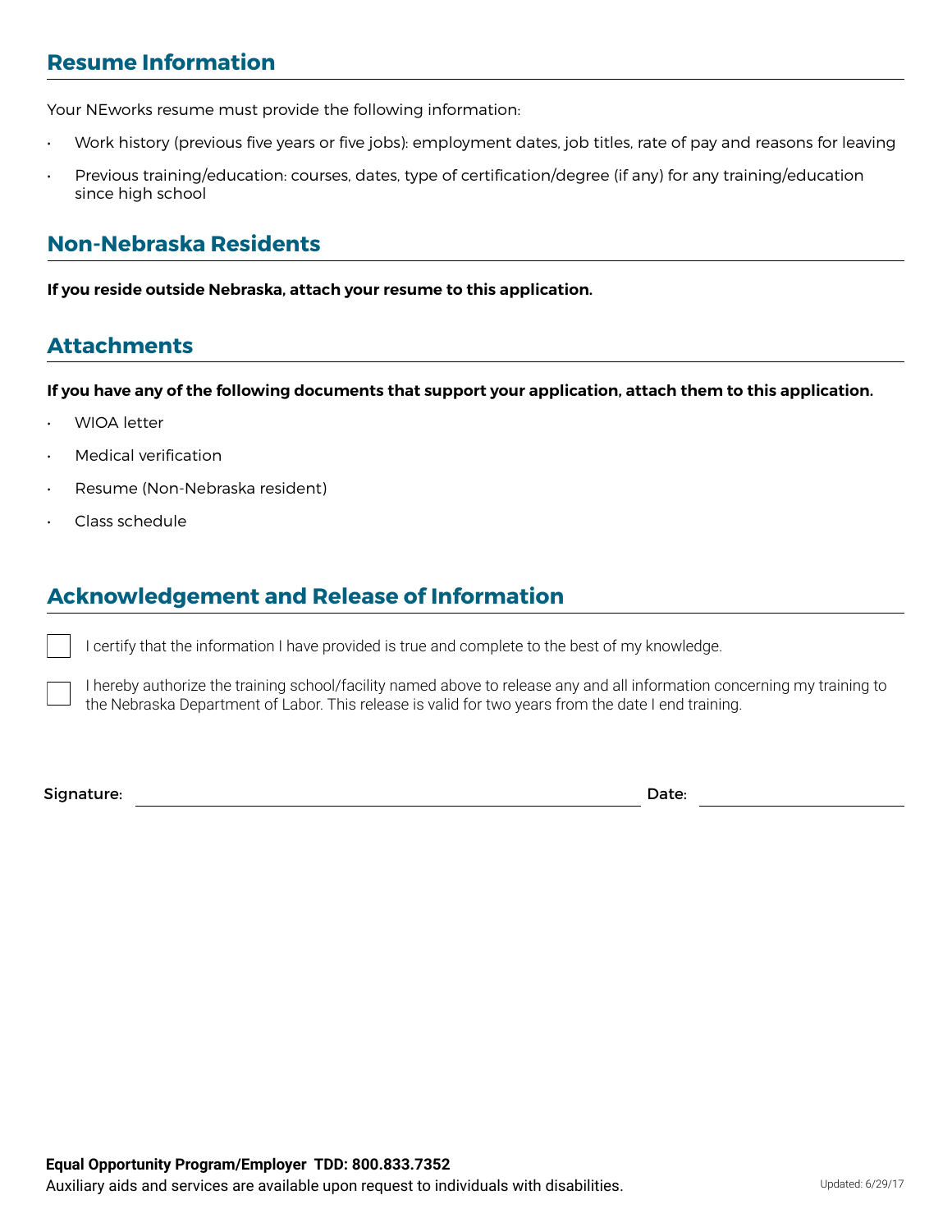## Resume Information

Your NEworks resume must provide the following information:

- Work history (previous five years or five jobs): employment dates, job titles, rate of pay and reasons for leaving
- Previous training/education: courses, dates, type of certification/degree (if any) for any training/education since high school

## Non-Nebraska Residents

**If you reside outside Nebraska, attach your resume to this application.**

## Attachments

**If you have any of the following documents that support your application, attach them to this application.**

- WIOA letter
- Medical verification
- Resume (Non-Nebraska resident)
- Class schedule

## Acknowledgement and Release of Information

☐ I certify that the information I have provided is true and complete to the best of my knowledge.

☐ I hereby authorize the training school/facility named above to release any and all information concerning my training to the Nebraska Department of Labor. This release is valid for two years from the date I end training.

Signature: ______________________________ Date: ______________

**Equal Opportunity Program/Employer TDD: 800.833.7352**

Auxiliary aids and services are available upon request to individuals with disabilities.

Updated: 6/29/17